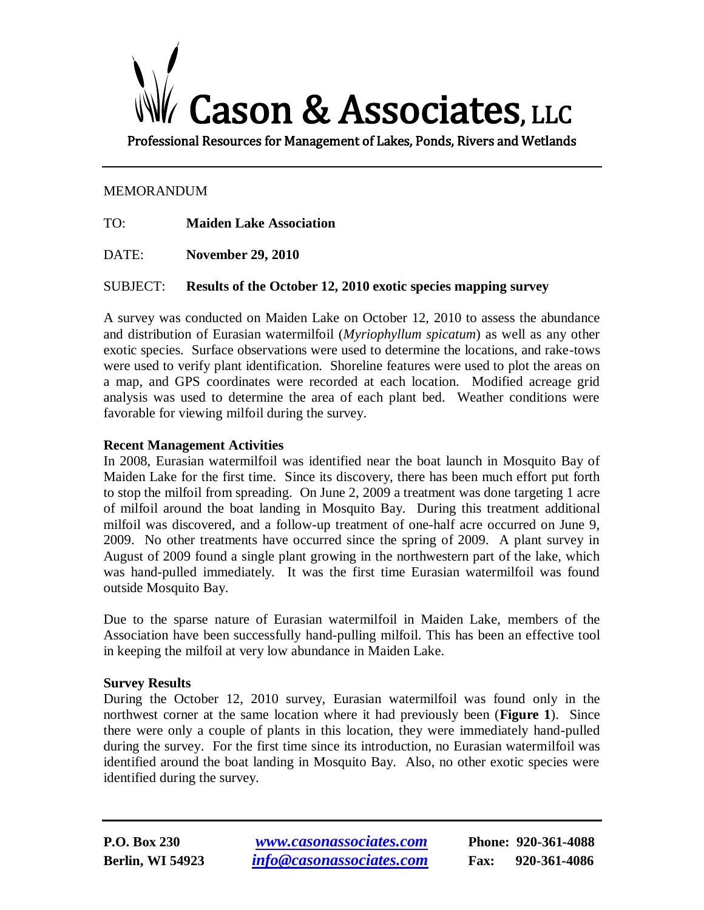# Cason & Associates, LLC

Professional Resources for Management of Lakes, Ponds, Rivers and Wetlands

MEMORANDUM

TO: **Maiden Lake Association**

DATE: **November 29, 2010**

SUBJECT: **Results of the October 12, 2010 exotic species mapping survey**

A survey was conducted on Maiden Lake on October 12, 2010 to assess the abundance and distribution of Eurasian watermilfoil (*Myriophyllum spicatum*) as well as any other exotic species. Surface observations were used to determine the locations, and rake-tows were used to verify plant identification. Shoreline features were used to plot the areas on a map, and GPS coordinates were recorded at each location. Modified acreage grid analysis was used to determine the area of each plant bed. Weather conditions were favorable for viewing milfoil during the survey.

**Recent Management Activities**

In 2008, Eurasian watermilfoil was identified near the boat launch in Mosquito Bay of Maiden Lake for the first time. Since its discovery, there has been much effort put forth to stop the milfoil from spreading. On June 2, 2009 a treatment was done targeting 1 acre of milfoil around the boat landing in Mosquito Bay. During this treatment additional milfoil was discovered, and a follow-up treatment of one-half acre occurred on June 9, 2009. No other treatments have occurred since the spring of 2009. A plant survey in August of 2009 found a single plant growing in the northwestern part of the lake, which was hand-pulled immediately. It was the first time Eurasian watermilfoil was found outside Mosquito Bay.

Due to the sparse nature of Eurasian watermilfoil in Maiden Lake, members of the Association have been successfully hand-pulling milfoil. This has been an effective tool in keeping the milfoil at very low abundance in Maiden Lake.

**Survey Results**

During the October 12, 2010 survey, Eurasian watermilfoil was found only in the northwest corner at the same location where it had previously been (**Figure 1**). Since there were only a couple of plants in this location, they were immediately hand-pulled during the survey. For the first time since its introduction, no Eurasian watermilfoil was identified around the boat landing in Mosquito Bay. Also, no other exotic species were identified during the survey.

**P.O. Box 230**
**Berlin, WI 54923**

***www.casonassociates.com***
***info@casonassociates.com***

**Phone: 920-361-4088**
**Fax: 920-361-4086**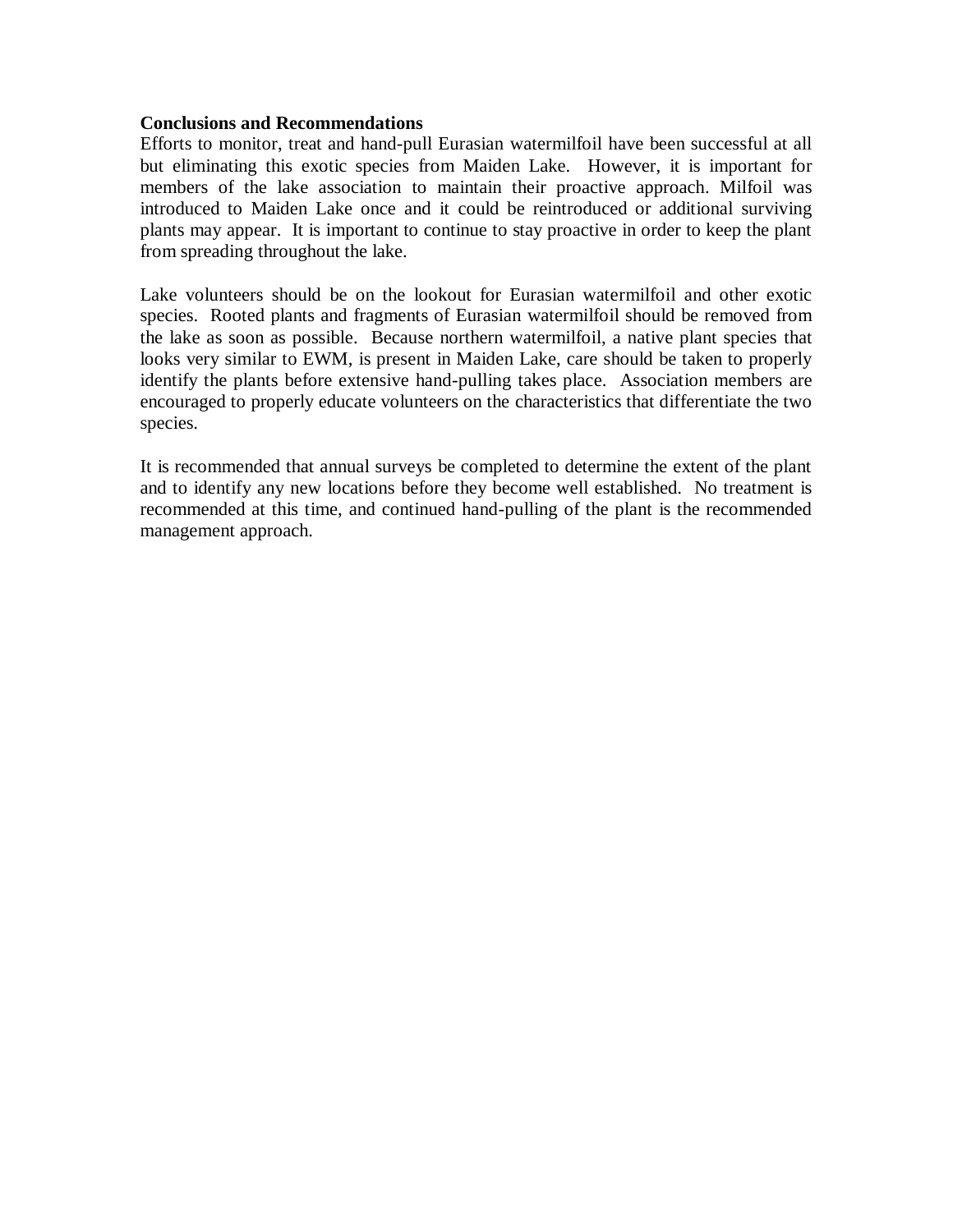**Conclusions and Recommendations**

Efforts to monitor, treat and hand-pull Eurasian watermilfoil have been successful at all but eliminating this exotic species from Maiden Lake. However, it is important for members of the lake association to maintain their proactive approach. Milfoil was introduced to Maiden Lake once and it could be reintroduced or additional surviving plants may appear. It is important to continue to stay proactive in order to keep the plant from spreading throughout the lake.

Lake volunteers should be on the lookout for Eurasian watermilfoil and other exotic species. Rooted plants and fragments of Eurasian watermilfoil should be removed from the lake as soon as possible. Because northern watermilfoil, a native plant species that looks very similar to EWM, is present in Maiden Lake, care should be taken to properly identify the plants before extensive hand-pulling takes place. Association members are encouraged to properly educate volunteers on the characteristics that differentiate the two species.

It is recommended that annual surveys be completed to determine the extent of the plant and to identify any new locations before they become well established. No treatment is recommended at this time, and continued hand-pulling of the plant is the recommended management approach.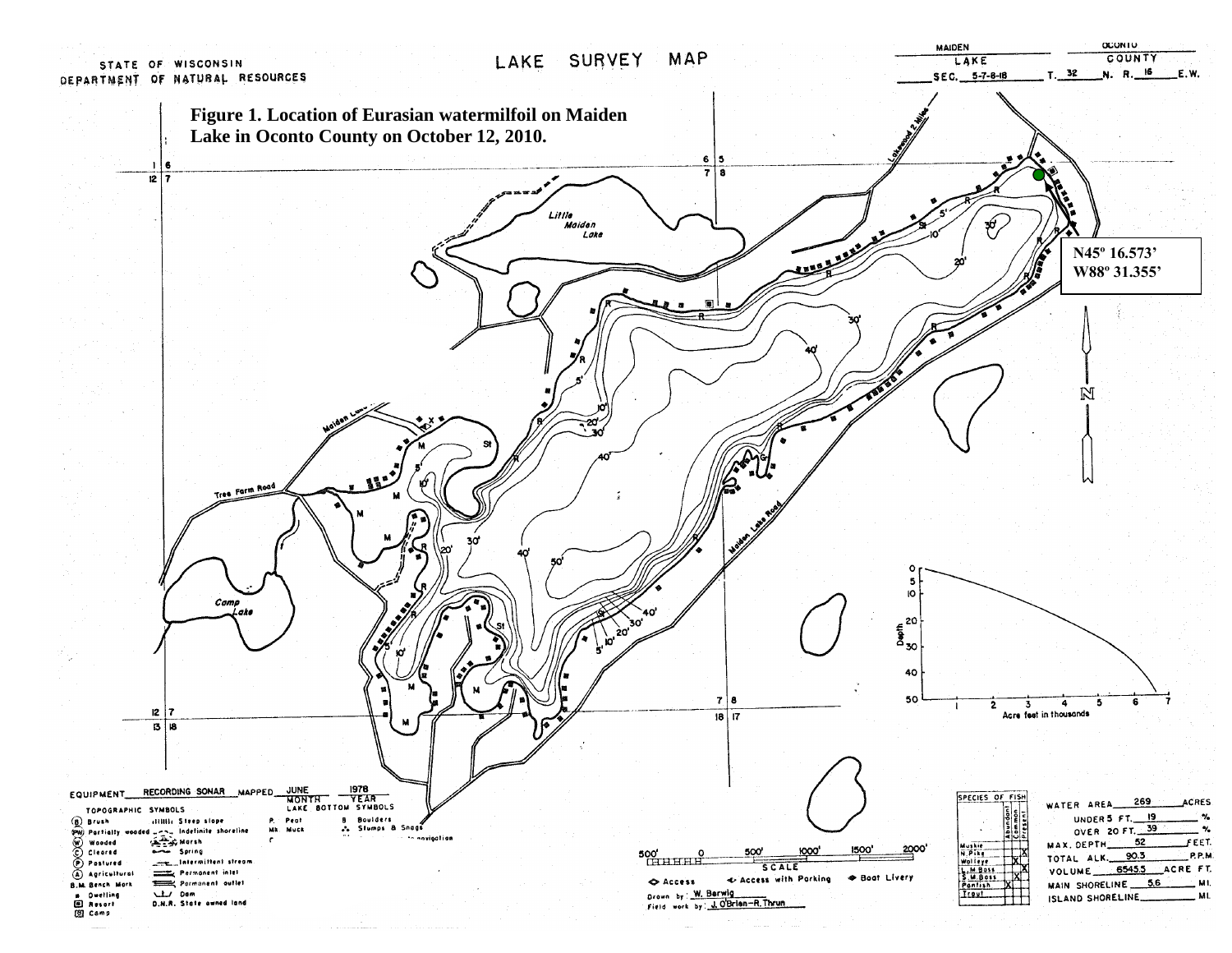STATE OF WISCONSIN
DEPARTMENT OF NATURAL RESOURCES

# LAKE SURVEY MAP

MAIDEN LAKE
OCONTO COUNTY
SEC. 5-7-8-18 T. 32 N. R. 16 E.W.

**Figure 1. Location of Eurasian watermilfoil on Maiden Lake in Oconto County on October 12, 2010.**

**N45º 16.573'**
**W88º 31.355'**

Little Maiden Lake

Camp Lake

Lakewood 2 Miles

Maiden Lake Road

Tree Farm Road

N

0
5
10
20
30
40
50

Depth

1 2 3 4 5 6 7

Acre feet in thousands

EQUIPMENT RECORDING SONAR MAPPED JUNE 1978
MONTH YEAR

TOPOGRAPHIC SYMBOLS

(B) Brush
(PW) Partially wooded
(W) Wooded
(C) Cleared
(P) Pastured
(A) Agricultural
B.M. Bench Mark
Dwelling
Resort
Camp

Steep slope
Indefinite shoreline
Marsh
Spring
Intermittent stream
Permanent inlet
Permanent outlet
Dam
D.N.R. State owned land

LAKE BOTTOM SYMBOLS

P. Peat
Mk Muck
B Boulders
Stumps & Snags

500' 0 500' 1000' 1500' 2000'
SCALE

Access
Access with Parking
Boat Livery

Drawn by: W. Berwig
Field work by: J. O'Brien–R. Thrun

SPECIES OF FISH

| | Abundant | Common | Present |
|---|---|---|---|
| Muskie | | | |
| N. Pike | | | X |
| Walleye | | X | |
| L.M.Bass | | | X |
| S.M.Bass | | X | |
| Panfish | X | | |
| Trout | | | |

WATER AREA 269 ACRES
UNDER 5 FT. 19 %
OVER 20 FT. 39 %
MAX. DEPTH 52 FEET
TOTAL ALK. 90.3 P.P.M.
VOLUME 6545.5 ACRE FT.
MAIN SHORELINE 5.6 MI.
ISLAND SHORELINE MI.